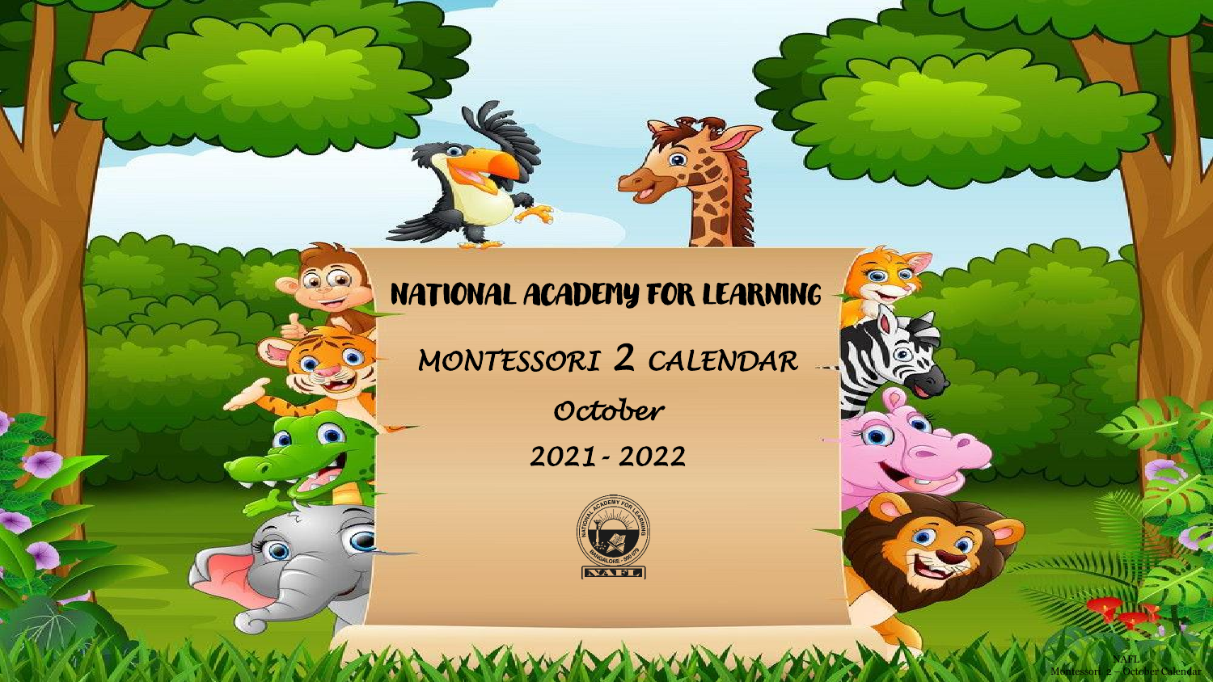# NATIONAL ACADEMY FOR LEARNING

## MONTESSORI 2 CALENDAR

## October

## 2021 - 2022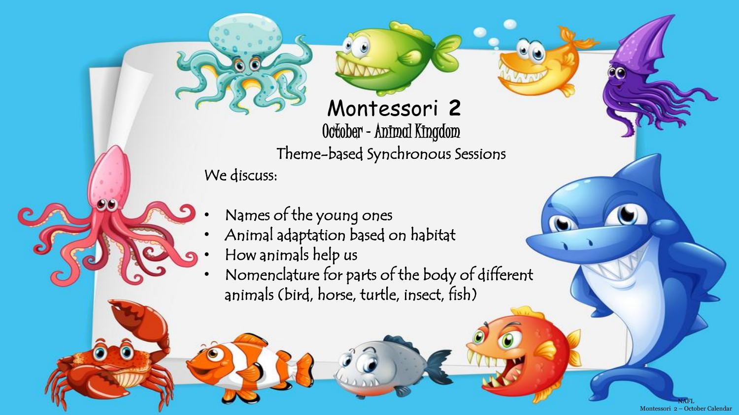# Montessori 2

## October - Animal Kingdom

### Theme-based Synchronous Sessions

We discuss:

- Names of the young ones
- Animal adaptation based on habitat
- How animals help us
- Nomenclature for parts of the body of different animals (bird, horse, turtle, insect, fish)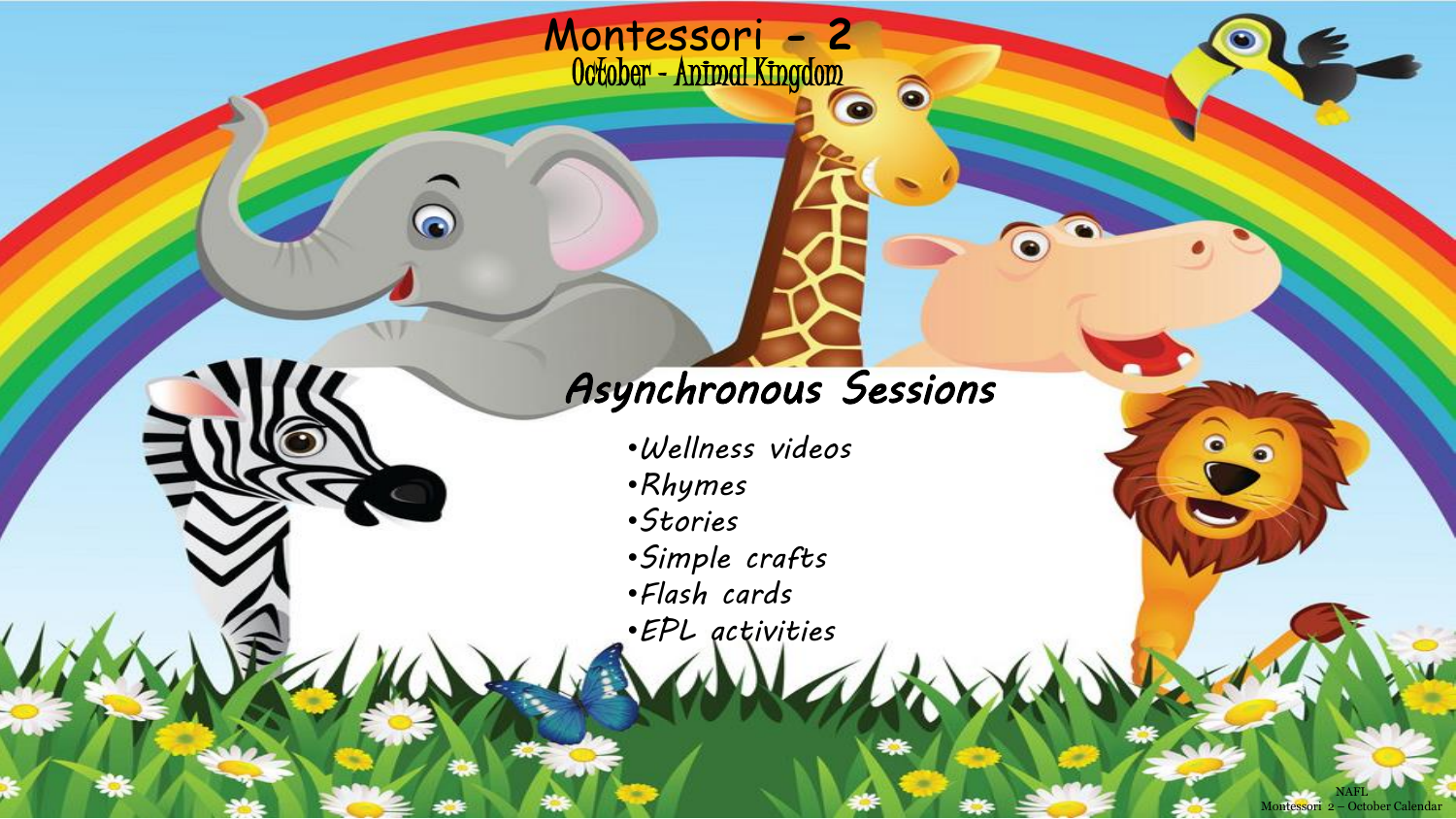# Montessori - 2

## October - Animal Kingdom

### *Asynchronous Sessions*

- *Wellness videos*
- *Rhymes*
- *Stories*
- *Simple crafts*
- *Flash cards*
- *EPL activities*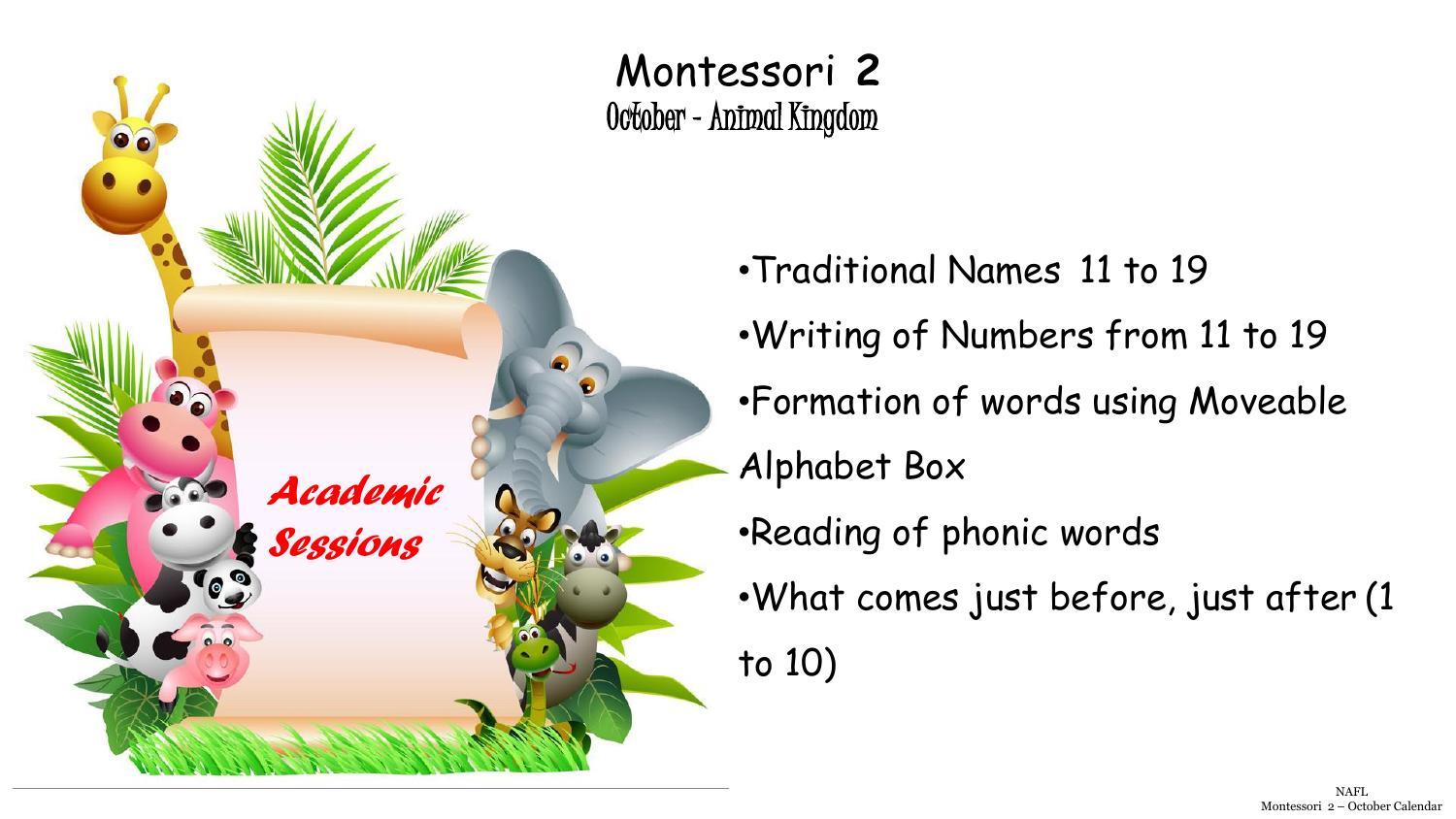# Montessori 2

## October - Animal Kingdom

*Academic Sessions*

- Traditional Names 11 to 19
- Writing of Numbers from 11 to 19
- Formation of words using Moveable Alphabet Box
- Reading of phonic words
- What comes just before, just after (1 to 10)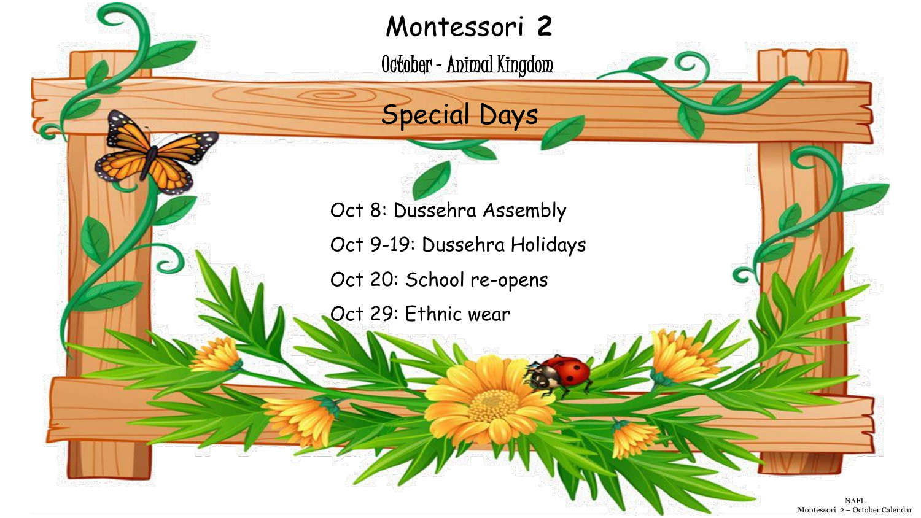# Montessori 2

## October - Animal Kingdom

## Special Days

Oct 8: Dussehra Assembly

Oct 9-19: Dussehra Holidays

Oct 20: School re-opens

Oct 29: Ethnic wear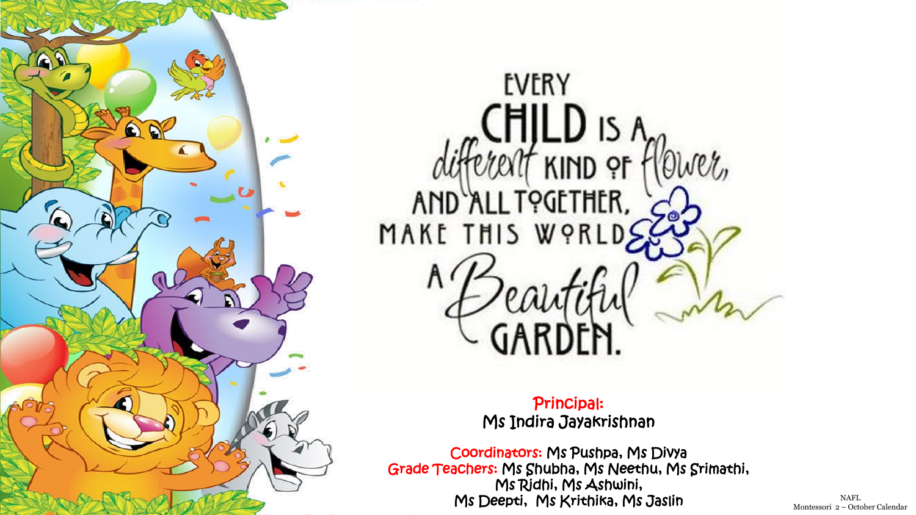EVERY CHILD IS A *different* KIND OF *flower*, AND ALL TOGETHER, MAKE THIS WORLD A *Beautiful* GARDEN.

**Principal:**
Ms Indira Jayakrishnan

**Coordinators:** Ms Pushpa, Ms Divya
**Grade Teachers:** Ms Shubha, Ms Neethu, Ms Srimathi, Ms Ridhi, Ms Ashwini, Ms Deepti, Ms Krithika, Ms Jaslin